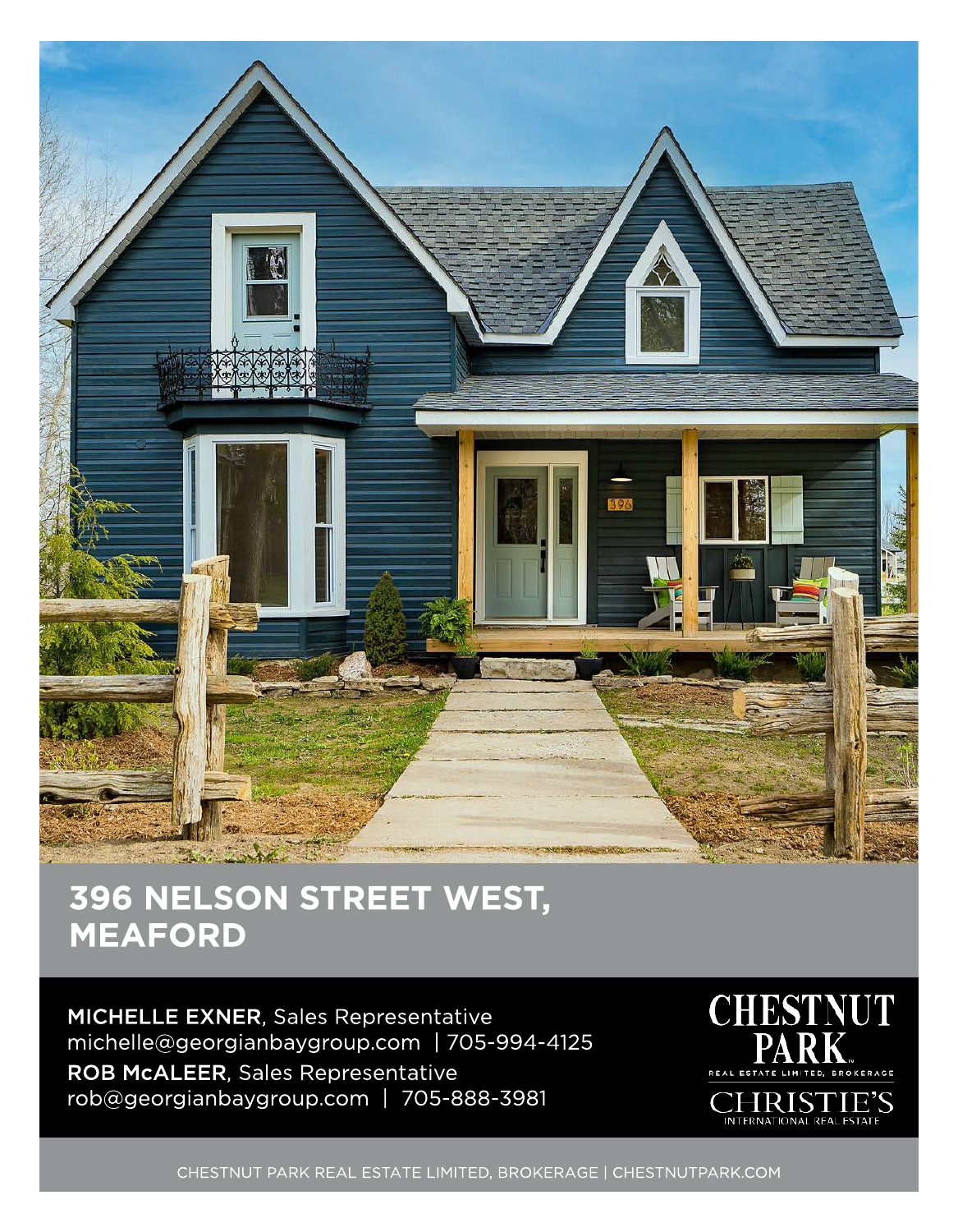# 396 NELSON STREET WEST, MEAFORD

**MICHELLE EXNER**, Sales Representative
michelle@georgianbaygroup.com | 705-994-4125

**ROB McALEER**, Sales Representative
rob@georgianbaygroup.com | 705-888-3981

CHESTNUT PARK REAL ESTATE LIMITED, BROKERAGE

CHRISTIE'S INTERNATIONAL REAL ESTATE

CHESTNUT PARK REAL ESTATE LIMITED, BROKERAGE | CHESTNUTPARK.COM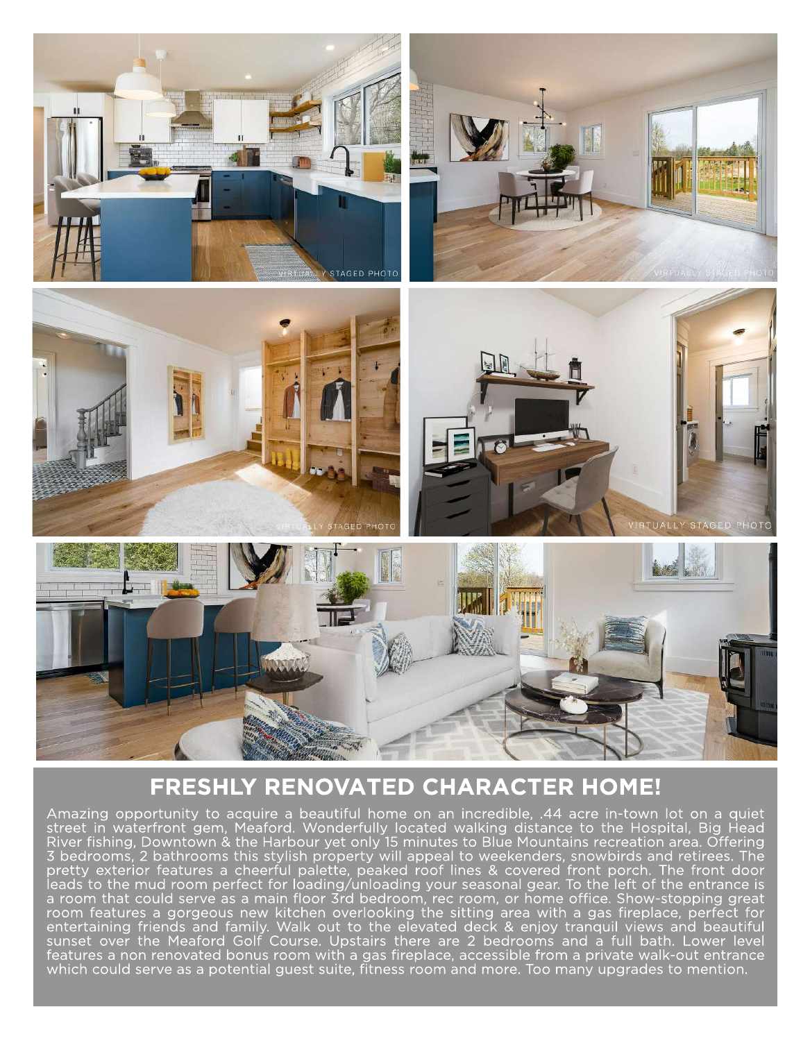## FRESHLY RENOVATED CHARACTER HOME!

Amazing opportunity to acquire a beautiful home on an incredible, .44 acre in-town lot on a quiet street in waterfront gem, Meaford. Wonderfully located walking distance to the Hospital, Big Head River fishing, Downtown & the Harbour yet only 15 minutes to Blue Mountains recreation area. Offering 3 bedrooms, 2 bathrooms this stylish property will appeal to weekenders, snowbirds and retirees. The pretty exterior features a cheerful palette, peaked roof lines & covered front porch. The front door leads to the mud room perfect for loading/unloading your seasonal gear. To the left of the entrance is a room that could serve as a main floor 3rd bedroom, rec room, or home office. Show-stopping great room features a gorgeous new kitchen overlooking the sitting area with a gas fireplace, perfect for entertaining friends and family. Walk out to the elevated deck & enjoy tranquil views and beautiful sunset over the Meaford Golf Course. Upstairs there are 2 bedrooms and a full bath. Lower level features a non renovated bonus room with a gas fireplace, accessible from a private walk-out entrance which could serve as a potential guest suite, fitness room and more. Too many upgrades to mention.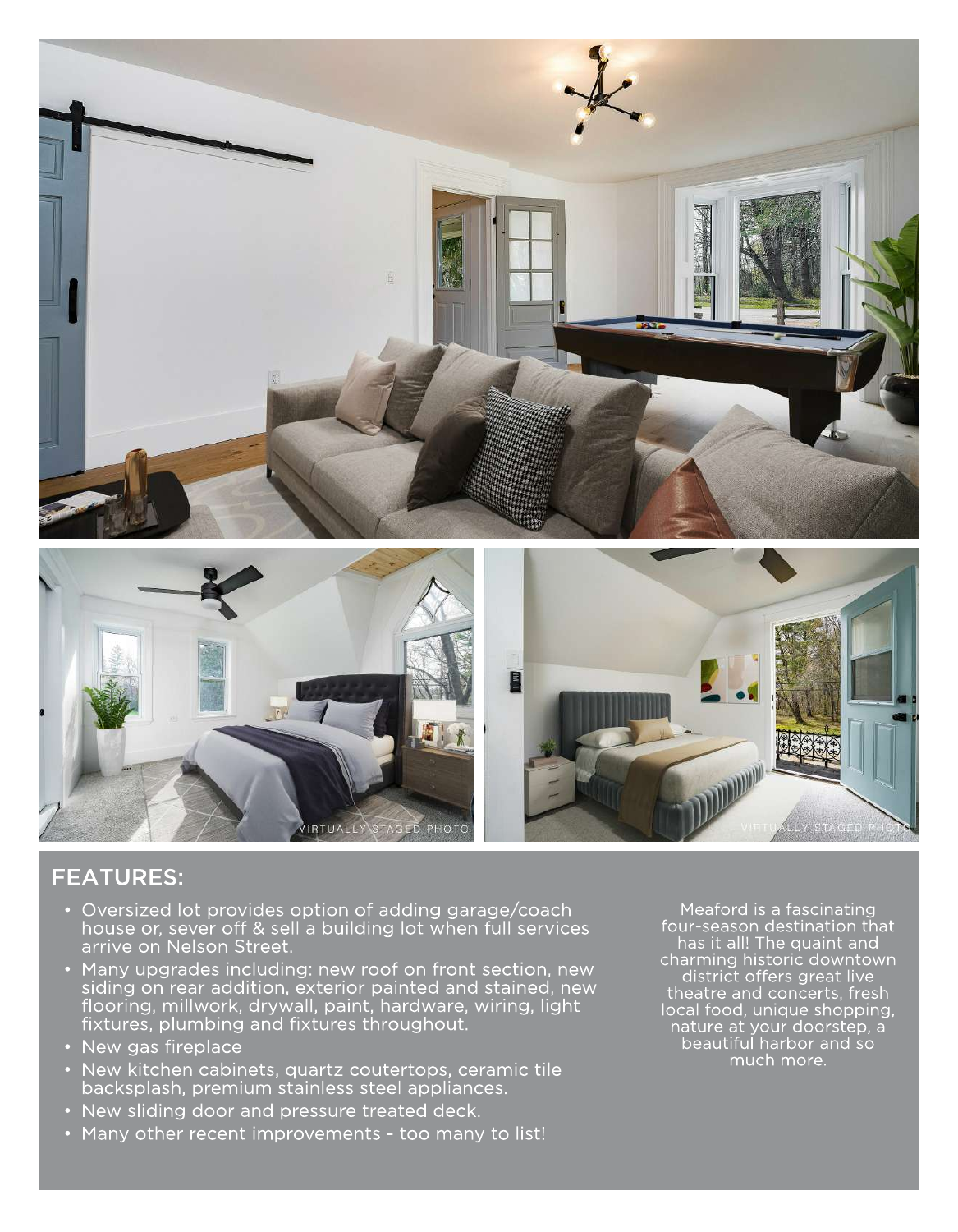VIRTUALLY STAGED PHOTO

VIRTUALLY STAGED PHOTO

## FEATURES:

- Oversized lot provides option of adding garage/coach house or, sever off & sell a building lot when full services arrive on Nelson Street.
- Many upgrades including: new roof on front section, new siding on rear addition, exterior painted and stained, new flooring, millwork, drywall, paint, hardware, wiring, light fixtures, plumbing and fixtures throughout.
- New gas fireplace
- New kitchen cabinets, quartz coutertops, ceramic tile backsplash, premium stainless steel appliances.
- New sliding door and pressure treated deck.
- Many other recent improvements - too many to list!

Meaford is a fascinating four-season destination that has it all! The quaint and charming historic downtown district offers great live theatre and concerts, fresh local food, unique shopping, nature at your doorstep, a beautiful harbor and so much more.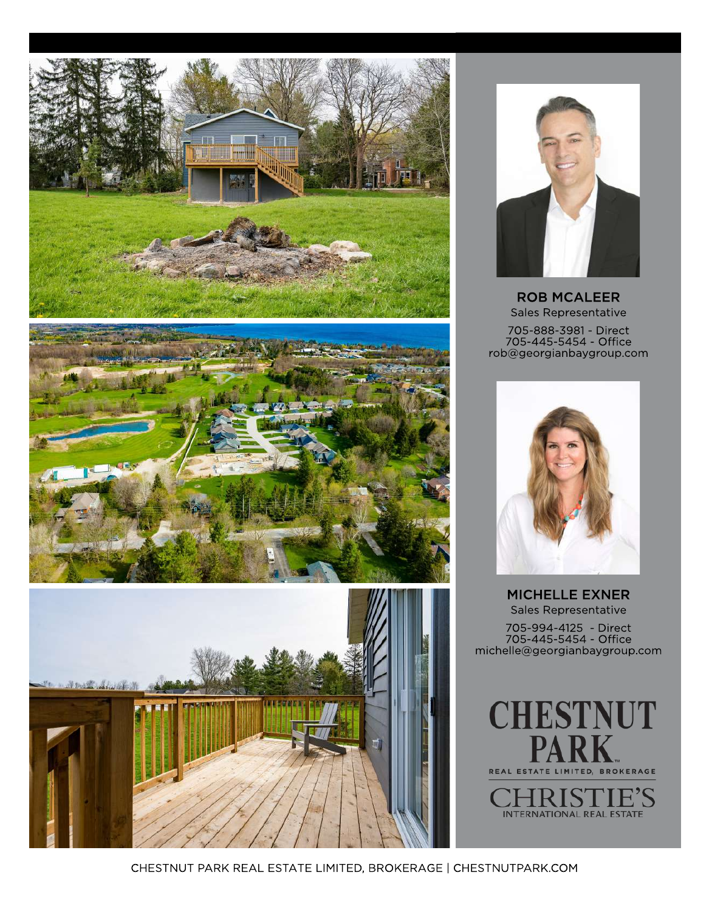**ROB MCALEER**
Sales Representative

705-888-3981 - Direct
705-445-5454 - Office
rob@georgianbaygroup.com

**MICHELLE EXNER**
Sales Representative

705-994-4125 - Direct
705-445-5454 - Office
michelle@georgianbaygroup.com

CHESTNUT PARK
REAL ESTATE LIMITED, BROKERAGE
CHRISTIE'S
INTERNATIONAL REAL ESTATE

CHESTNUT PARK REAL ESTATE LIMITED, BROKERAGE | CHESTNUTPARK.COM